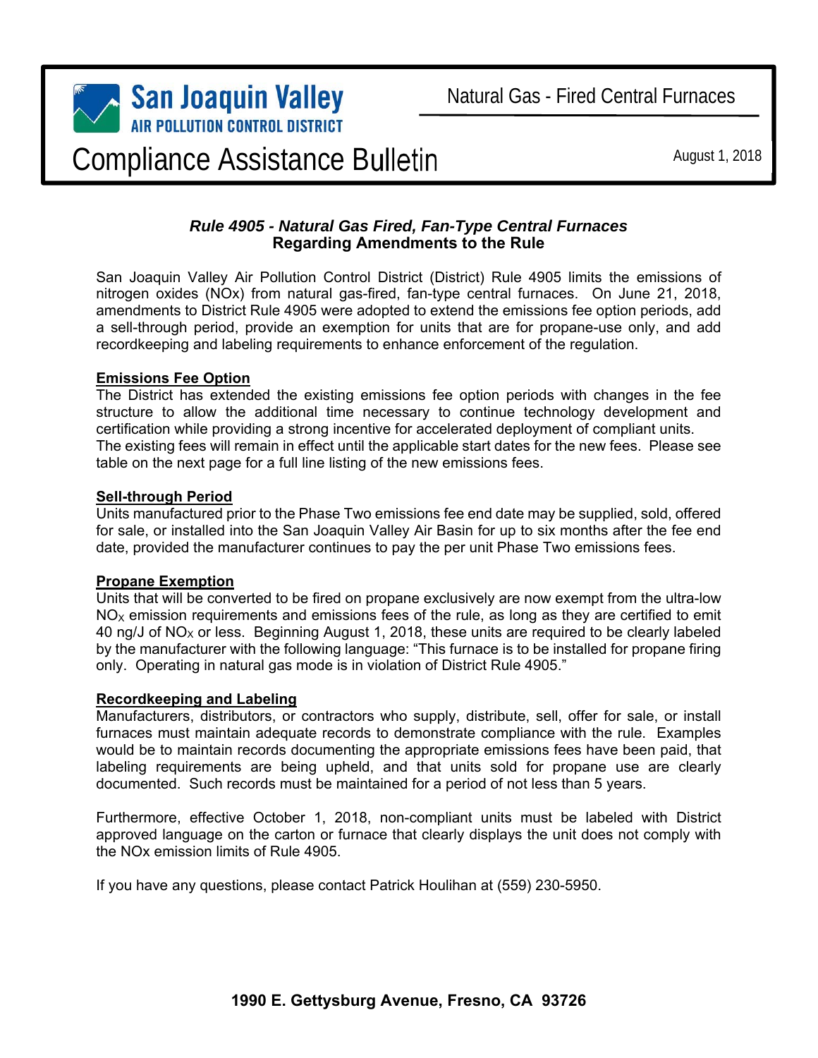San Joaquin Valley
AIR POLLUTION CONTROL DISTRICT

Natural Gas - Fired Central Furnaces

# Compliance Assistance Bulletin

August 1, 2018

## *Rule 4905 - Natural Gas Fired, Fan-Type Central Furnaces*
## Regarding Amendments to the Rule

San Joaquin Valley Air Pollution Control District (District) Rule 4905 limits the emissions of nitrogen oxides (NOx) from natural gas-fired, fan-type central furnaces. On June 21, 2018, amendments to District Rule 4905 were adopted to extend the emissions fee option periods, add a sell-through period, provide an exemption for units that are for propane-use only, and add recordkeeping and labeling requirements to enhance enforcement of the regulation.

**Emissions Fee Option**

The District has extended the existing emissions fee option periods with changes in the fee structure to allow the additional time necessary to continue technology development and certification while providing a strong incentive for accelerated deployment of compliant units. The existing fees will remain in effect until the applicable start dates for the new fees. Please see table on the next page for a full line listing of the new emissions fees.

**Sell-through Period**

Units manufactured prior to the Phase Two emissions fee end date may be supplied, sold, offered for sale, or installed into the San Joaquin Valley Air Basin for up to six months after the fee end date, provided the manufacturer continues to pay the per unit Phase Two emissions fees.

**Propane Exemption**

Units that will be converted to be fired on propane exclusively are now exempt from the ultra-low $NO_X$ emission requirements and emissions fees of the rule, as long as they are certified to emit 40 ng/J of $NO_X$ or less. Beginning August 1, 2018, these units are required to be clearly labeled by the manufacturer with the following language: "This furnace is to be installed for propane firing only. Operating in natural gas mode is in violation of District Rule 4905."

**Recordkeeping and Labeling**

Manufacturers, distributors, or contractors who supply, distribute, sell, offer for sale, or install furnaces must maintain adequate records to demonstrate compliance with the rule. Examples would be to maintain records documenting the appropriate emissions fees have been paid, that labeling requirements are being upheld, and that units sold for propane use are clearly documented. Such records must be maintained for a period of not less than 5 years.

Furthermore, effective October 1, 2018, non-compliant units must be labeled with District approved language on the carton or furnace that clearly displays the unit does not comply with the NOx emission limits of Rule 4905.

If you have any questions, please contact Patrick Houlihan at (559) 230-5950.

**1990 E. Gettysburg Avenue, Fresno, CA 93726**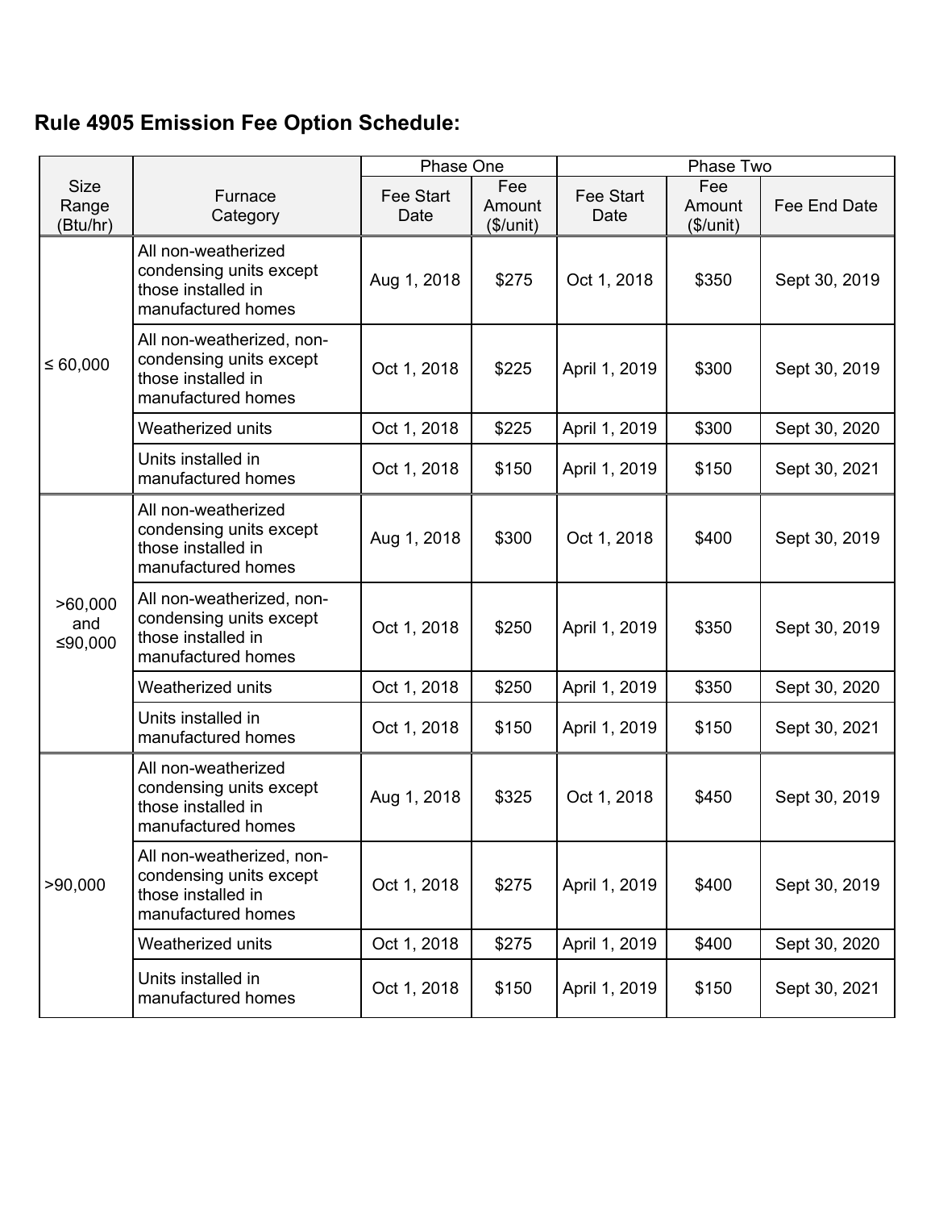**Rule 4905 Emission Fee Option Schedule:**

| Size Range (Btu/hr) | Furnace Category | Phase One | | Phase Two | | |
|---|---|---|---|---|---|---|
| | | Fee Start Date | Fee Amount ($/unit) | Fee Start Date | Fee Amount ($/unit) | Fee End Date |
| ≤ 60,000 | All non-weatherized condensing units except those installed in manufactured homes | Aug 1, 2018 | $275 | Oct 1, 2018 | $350 | Sept 30, 2019 |
| | All non-weatherized, non-condensing units except those installed in manufactured homes | Oct 1, 2018 | $225 | April 1, 2019 | $300 | Sept 30, 2019 |
| | Weatherized units | Oct 1, 2018 | $225 | April 1, 2019 | $300 | Sept 30, 2020 |
| | Units installed in manufactured homes | Oct 1, 2018 | $150 | April 1, 2019 | $150 | Sept 30, 2021 |
| >60,000 and ≤90,000 | All non-weatherized condensing units except those installed in manufactured homes | Aug 1, 2018 | $300 | Oct 1, 2018 | $400 | Sept 30, 2019 |
| | All non-weatherized, non-condensing units except those installed in manufactured homes | Oct 1, 2018 | $250 | April 1, 2019 | $350 | Sept 30, 2019 |
| | Weatherized units | Oct 1, 2018 | $250 | April 1, 2019 | $350 | Sept 30, 2020 |
| | Units installed in manufactured homes | Oct 1, 2018 | $150 | April 1, 2019 | $150 | Sept 30, 2021 |
| >90,000 | All non-weatherized condensing units except those installed in manufactured homes | Aug 1, 2018 | $325 | Oct 1, 2018 | $450 | Sept 30, 2019 |
| | All non-weatherized, non-condensing units except those installed in manufactured homes | Oct 1, 2018 | $275 | April 1, 2019 | $400 | Sept 30, 2019 |
| | Weatherized units | Oct 1, 2018 | $275 | April 1, 2019 | $400 | Sept 30, 2020 |
| | Units installed in manufactured homes | Oct 1, 2018 | $150 | April 1, 2019 | $150 | Sept 30, 2021 |